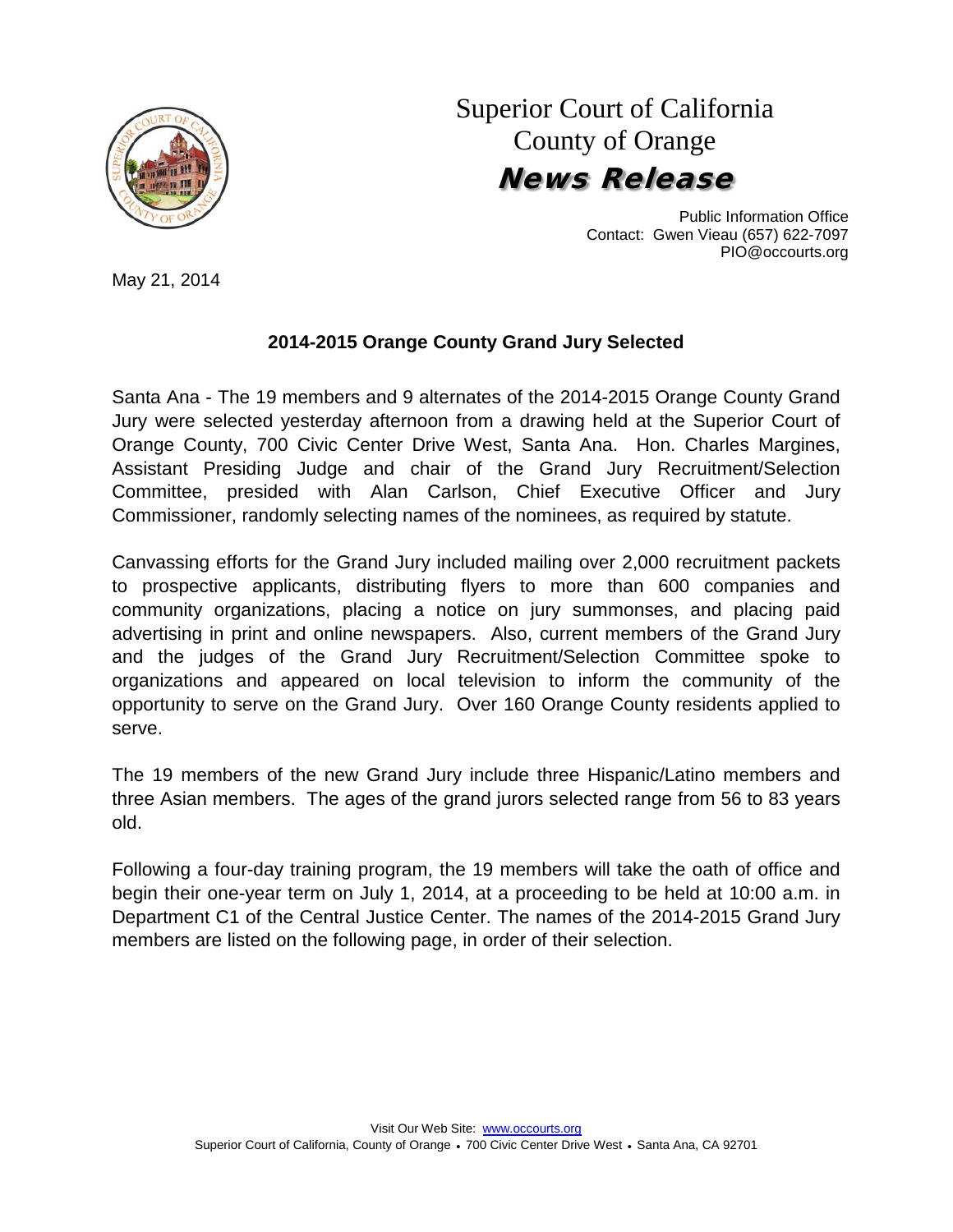# Superior Court of California
## County of Orange
## ***News Release***

Public Information Office
Contact: Gwen Vieau (657) 622-7097
PIO@occourts.org

May 21, 2014

**2014-2015 Orange County Grand Jury Selected**

Santa Ana - The 19 members and 9 alternates of the 2014-2015 Orange County Grand Jury were selected yesterday afternoon from a drawing held at the Superior Court of Orange County, 700 Civic Center Drive West, Santa Ana. Hon. Charles Margines, Assistant Presiding Judge and chair of the Grand Jury Recruitment/Selection Committee, presided with Alan Carlson, Chief Executive Officer and Jury Commissioner, randomly selecting names of the nominees, as required by statute.

Canvassing efforts for the Grand Jury included mailing over 2,000 recruitment packets to prospective applicants, distributing flyers to more than 600 companies and community organizations, placing a notice on jury summonses, and placing paid advertising in print and online newspapers. Also, current members of the Grand Jury and the judges of the Grand Jury Recruitment/Selection Committee spoke to organizations and appeared on local television to inform the community of the opportunity to serve on the Grand Jury. Over 160 Orange County residents applied to serve.

The 19 members of the new Grand Jury include three Hispanic/Latino members and three Asian members. The ages of the grand jurors selected range from 56 to 83 years old.

Following a four-day training program, the 19 members will take the oath of office and begin their one-year term on July 1, 2014, at a proceeding to be held at 10:00 a.m. in Department C1 of the Central Justice Center. The names of the 2014-2015 Grand Jury members are listed on the following page, in order of their selection.

Visit Our Web Site: www.occourts.org
Superior Court of California, County of Orange • 700 Civic Center Drive West • Santa Ana, CA 92701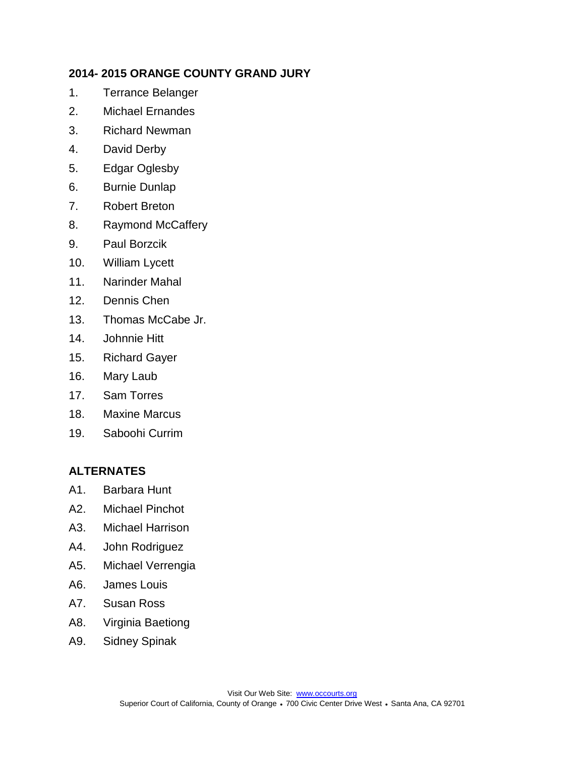**2014- 2015 ORANGE COUNTY GRAND JURY**

1. Terrance Belanger
2. Michael Ernandes
3. Richard Newman
4. David Derby
5. Edgar Oglesby
6. Burnie Dunlap
7. Robert Breton
8. Raymond McCaffery
9. Paul Borzcik
10. William Lycett
11. Narinder Mahal
12. Dennis Chen
13. Thomas McCabe Jr.
14. Johnnie Hitt
15. Richard Gayer
16. Mary Laub
17. Sam Torres
18. Maxine Marcus
19. Saboohi Currim

**ALTERNATES**

A1. Barbara Hunt

A2. Michael Pinchot

A3. Michael Harrison

A4. John Rodriguez

A5. Michael Verrengia

A6. James Louis

A7. Susan Ross

A8. Virginia Baetiong

A9. Sidney Spinak